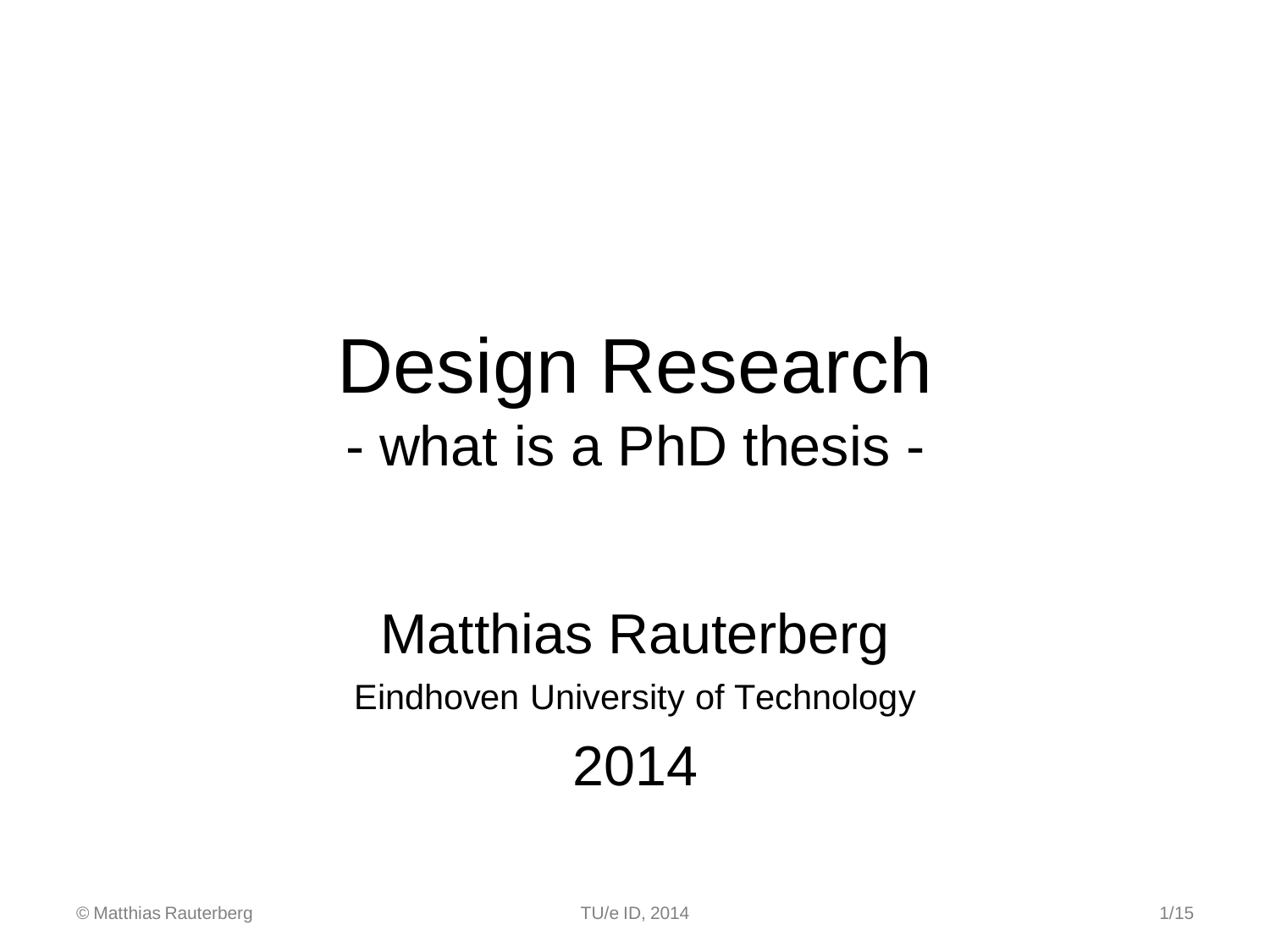# Design Research

## - what is a PhD thesis -

Matthias Rauterberg

Eindhoven University of Technology

2014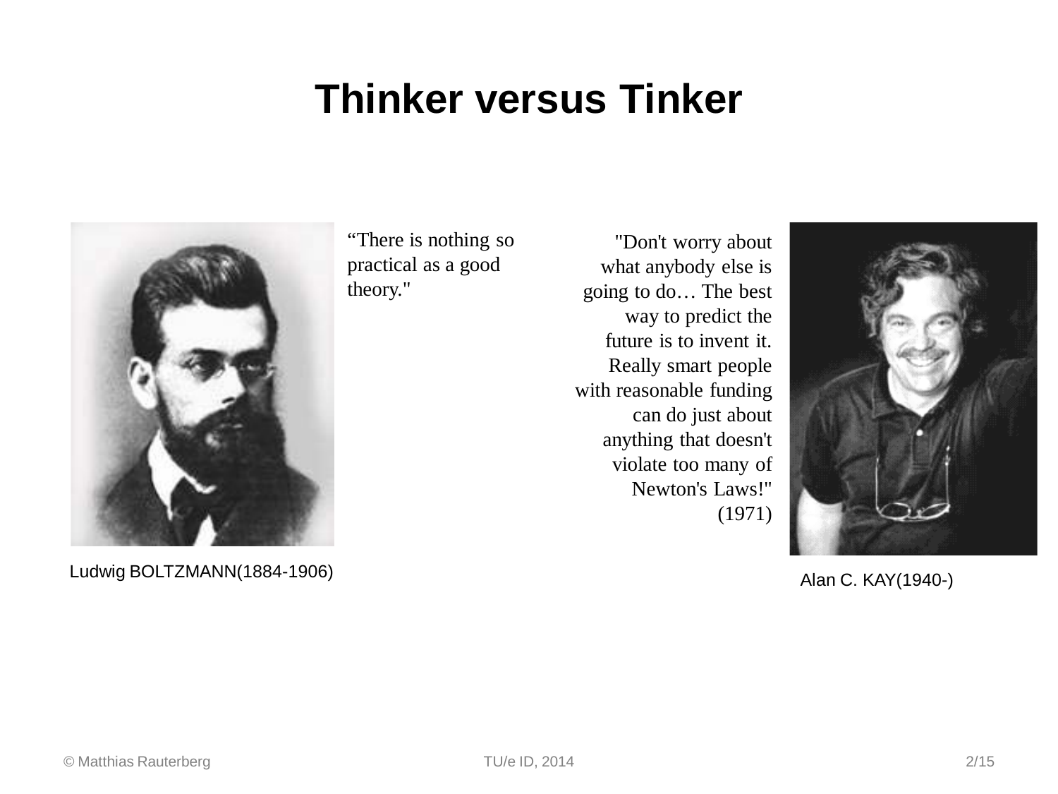# Thinker versus Tinker

“There is nothing so practical as a good theory."

Ludwig BOLTZMANN(1884-1906)

"Don't worry about what anybody else is going to do… The best way to predict the future is to invent it. Really smart people with reasonable funding can do just about anything that doesn't violate too many of Newton's Laws!" (1971)

Alan C. KAY(1940-)

© Matthias Rauterberg TU/e ID, 2014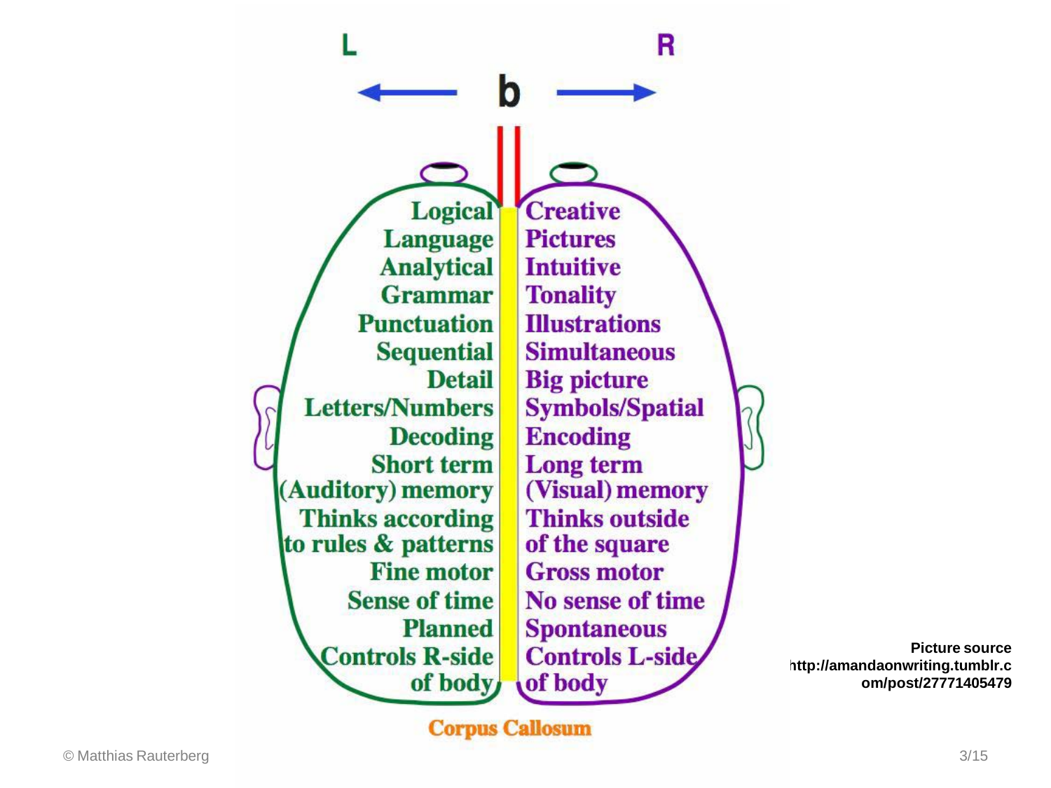L ← b → R

| Logical | Creative |
| --- | --- |
| Language | Pictures |
| Analytical | Intuitive |
| Grammar | Tonality |
| Punctuation | Illustrations |
| Sequential | Simultaneous |
| Detail | Big picture |
| Letters/Numbers | Symbols/Spatial |
| Decoding | Encoding |
| Short term (Auditory) memory | Long term (Visual) memory |
| Thinks according to rules & patterns | Thinks outside of the square |
| Fine motor | Gross motor |
| Sense of time | No sense of time |
| Planned | Spontaneous |
| Controls R-side of body | Controls L-side of body |

Corpus Callosum

Picture source http://amandaonwriting.tumblr.com/post/27771405479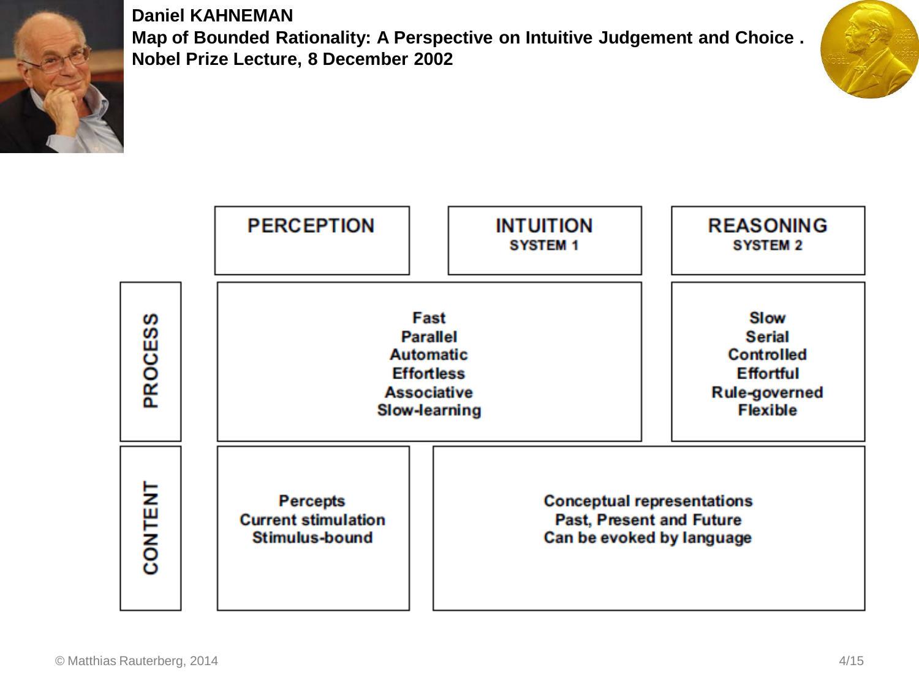**Daniel KAHNEMAN**
**Map of Bounded Rationality: A Perspective on Intuitive Judgement and Choice .**
**Nobel Prize Lecture, 8 December 2002**

| | PERCEPTION | INTUITION SYSTEM 1 | REASONING SYSTEM 2 |
|---|---|---|---|
| **PROCESS** | Fast<br>Parallel<br>Automatic<br>Effortless<br>Associative<br>Slow-learning | | Slow<br>Serial<br>Controlled<br>Effortful<br>Rule-governed<br>Flexible |
| **CONTENT** | Percepts<br>Current stimulation<br>Stimulus-bound | Conceptual representations<br>Past, Present and Future<br>Can be evoked by language | |

© Matthias Rauterberg, 2014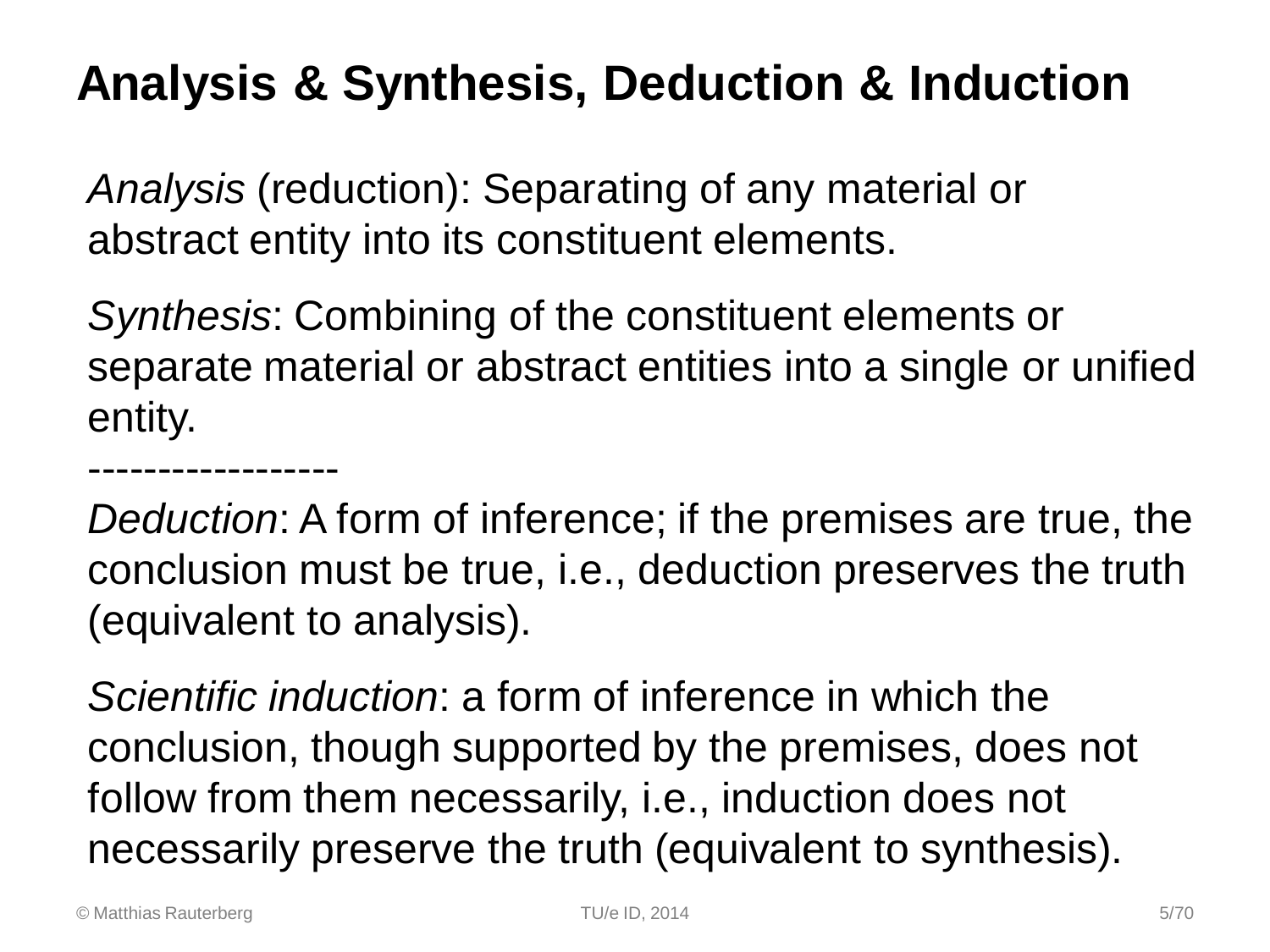# Analysis & Synthesis, Deduction & Induction

*Analysis* (reduction): Separating of any material or abstract entity into its constituent elements.

*Synthesis*: Combining of the constituent elements or separate material or abstract entities into a single or unified entity.

------------------

*Deduction*: A form of inference; if the premises are true, the conclusion must be true, i.e., deduction preserves the truth (equivalent to analysis).

*Scientific induction*: a form of inference in which the conclusion, though supported by the premises, does not follow from them necessarily, i.e., induction does not necessarily preserve the truth (equivalent to synthesis).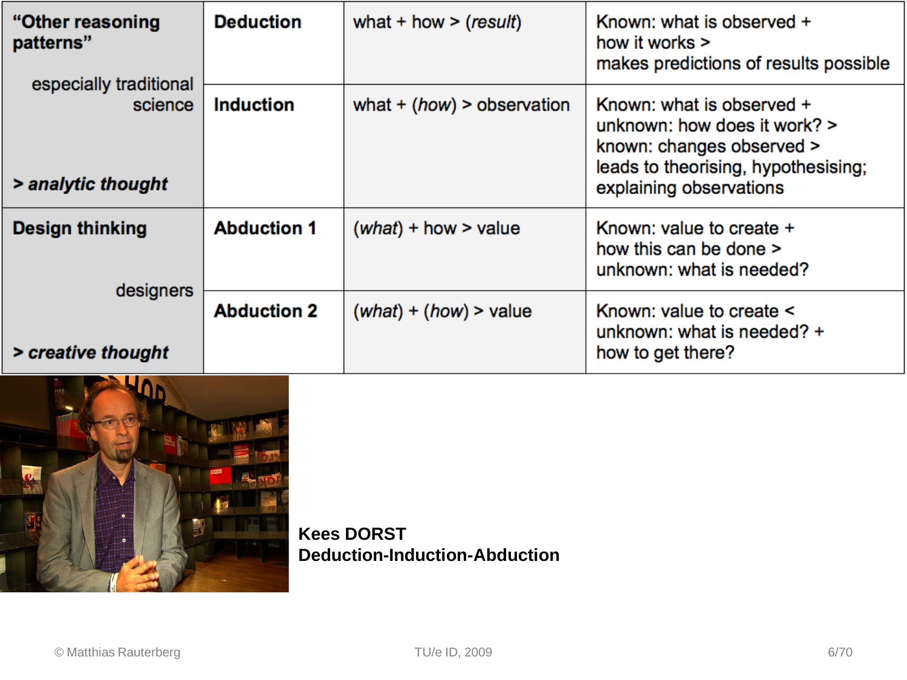| | | | |
|---|---|---|---|
| **"Other reasoning patterns"**<br><br>especially traditional science<br><br>***> analytic thought*** | **Deduction** | what + how > (*result*) | Known: what is observed + how it works > makes predictions of results possible |
| | **Induction** | what + (*how*) > observation | Known: what is observed + unknown: how does it work? > known: changes observed > leads to theorising, hypothesising; explaining observations |
| **Design thinking**<br><br>designers<br><br>***> creative thought*** | **Abduction 1** | (*what*) + how > value | Known: value to create + how this can be done > unknown: what is needed? |
| | **Abduction 2** | (*what*) + (*how*) > value | Known: value to create < unknown: what is needed? + how to get there? |

**Kees DORST**
**Deduction-Induction-Abduction**

© Matthias Rauterberg

TU/e ID, 2009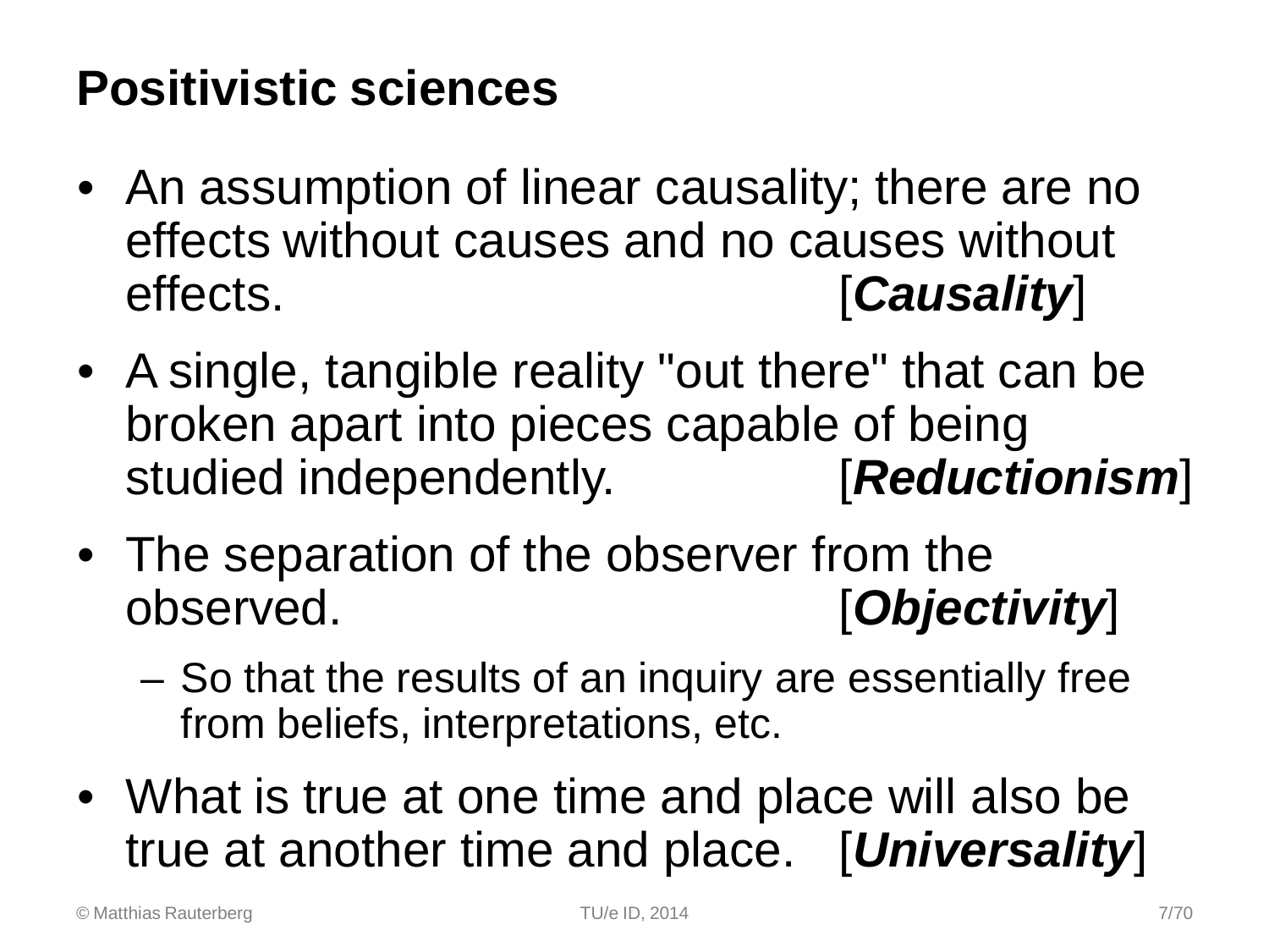# Positivistic sciences

- An assumption of linear causality; there are no effects without causes and no causes without effects. [***Causality***]
- A single, tangible reality "out there" that can be broken apart into pieces capable of being studied independently. [***Reductionism***]
- The separation of the observer from the observed. [***Objectivity***]
  - So that the results of an inquiry are essentially free from beliefs, interpretations, etc.
- What is true at one time and place will also be true at another time and place. [***Universality***]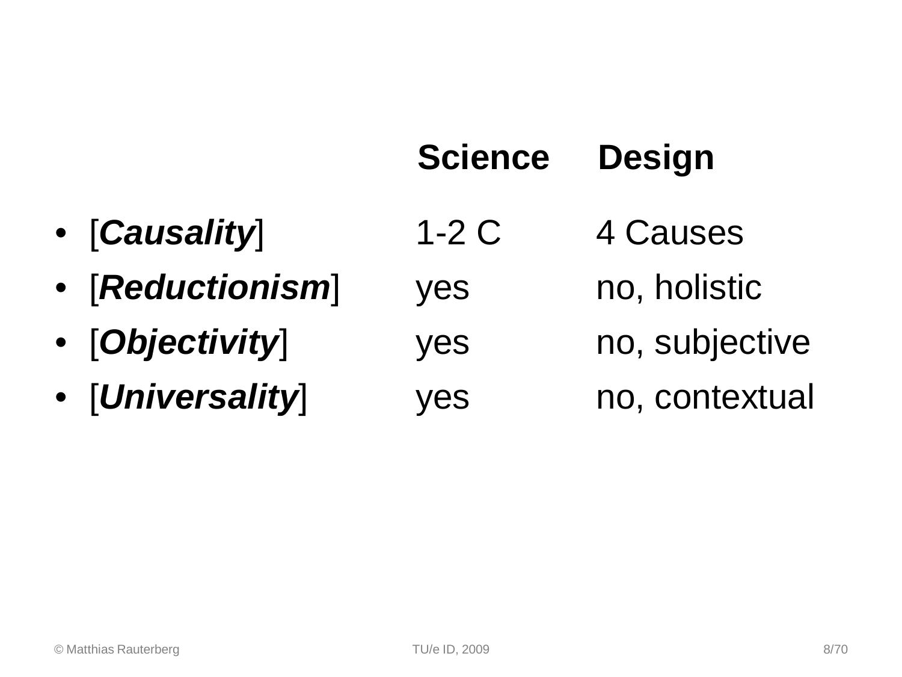| | Science | Design |
|---|---|---|
| • [***Causality***] | 1-2 C | 4 Causes |
| • [***Reductionism***] | yes | no, holistic |
| • [***Objectivity***] | yes | no, subjective |
| • [***Universality***] | yes | no, contextual |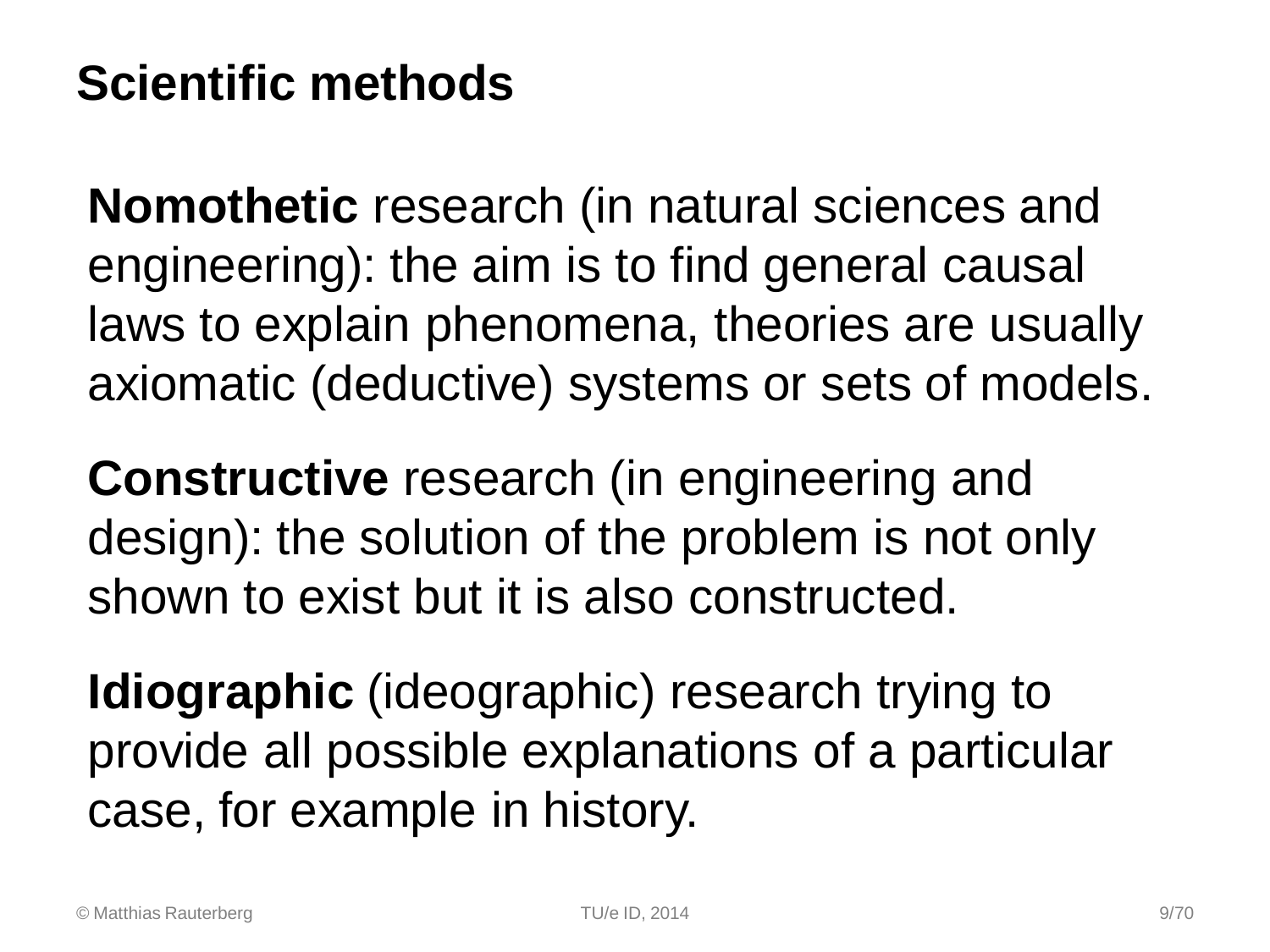## Scientific methods

**Nomothetic** research (in natural sciences and engineering): the aim is to find general causal laws to explain phenomena, theories are usually axiomatic (deductive) systems or sets of models.

**Constructive** research (in engineering and design): the solution of the problem is not only shown to exist but it is also constructed.

**Idiographic** (ideographic) research trying to provide all possible explanations of a particular case, for example in history.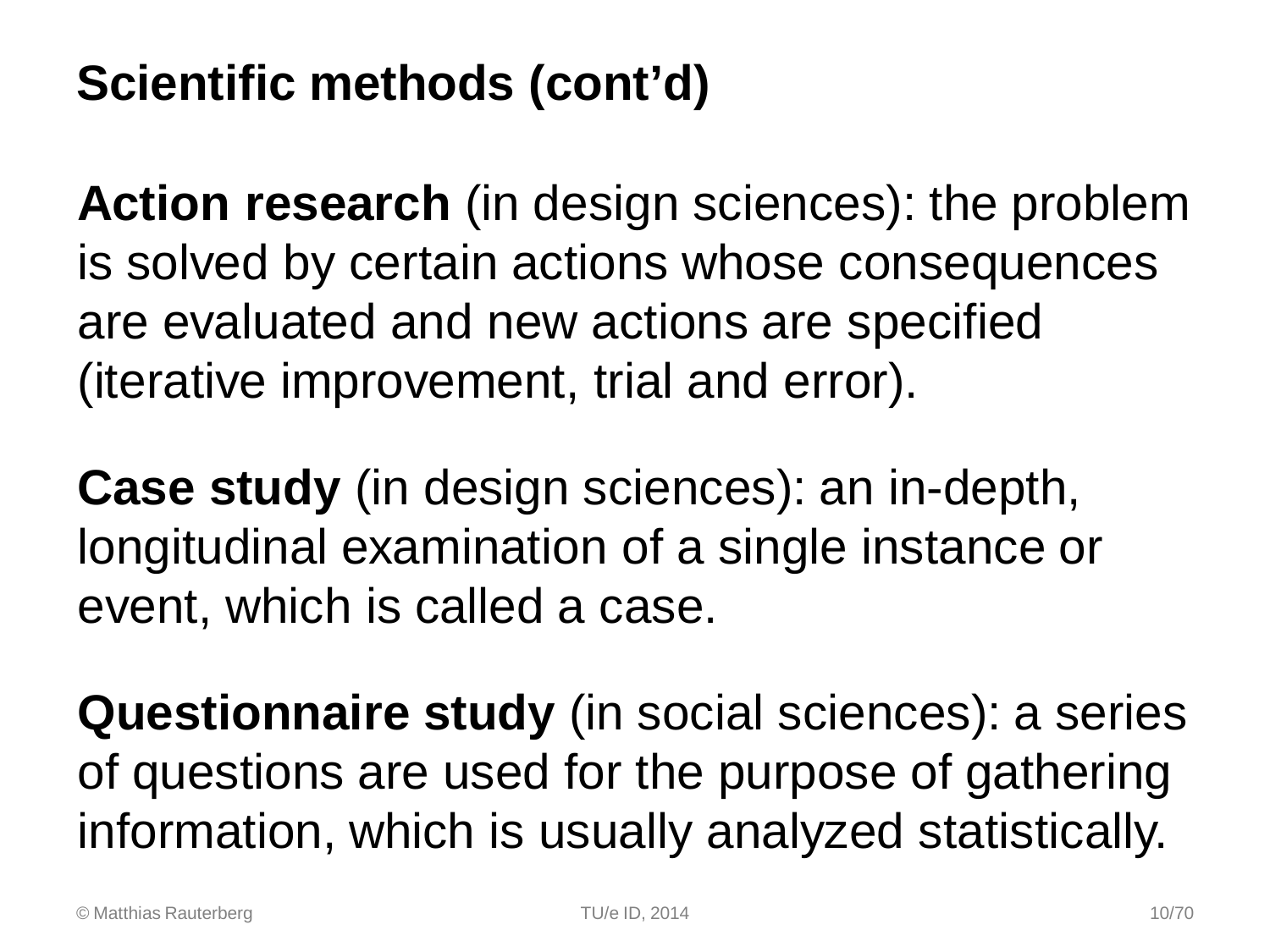# Scientific methods (cont'd)

**Action research** (in design sciences): the problem is solved by certain actions whose consequences are evaluated and new actions are specified (iterative improvement, trial and error).

**Case study** (in design sciences): an in-depth, longitudinal examination of a single instance or event, which is called a case.

**Questionnaire study** (in social sciences): a series of questions are used for the purpose of gathering information, which is usually analyzed statistically.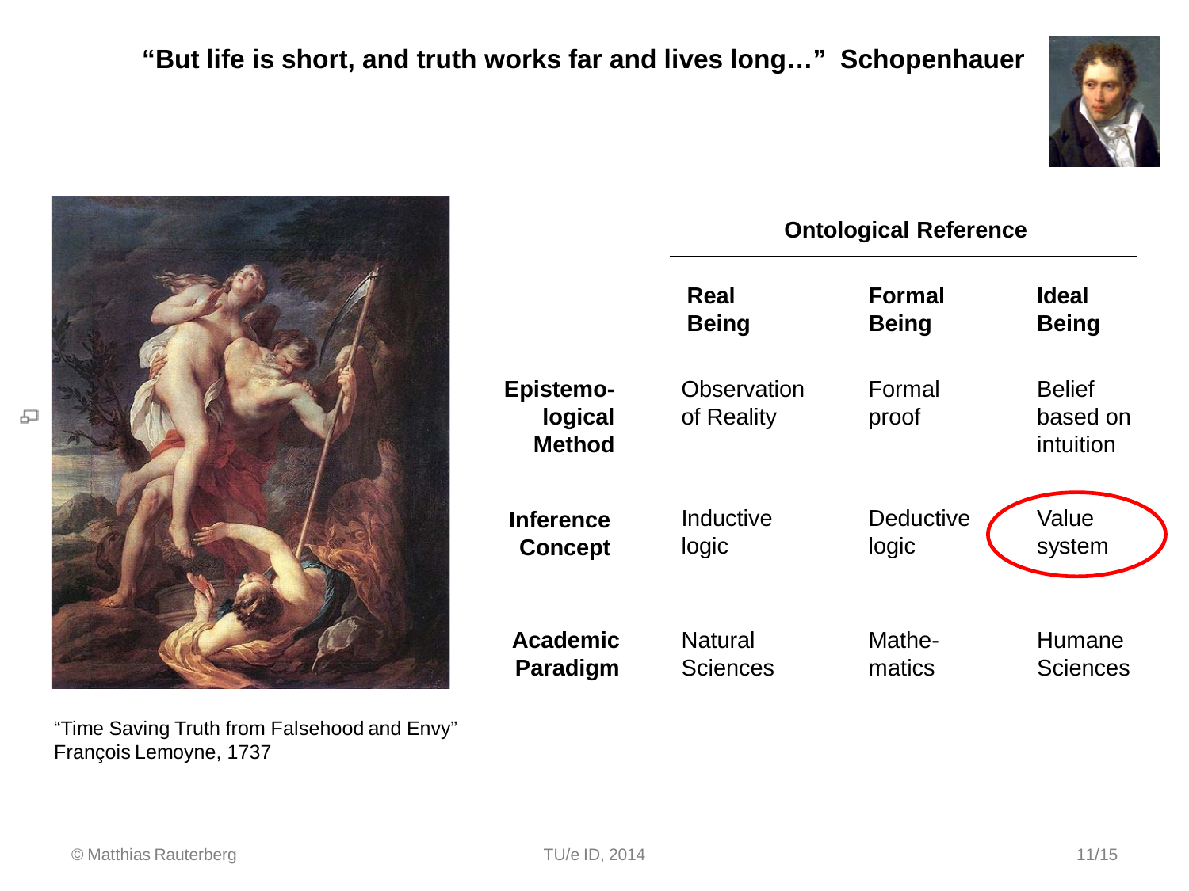## "But life is short, and truth works far and lives long…" Schopenhauer

|  | **Ontological Reference** | | |
|---|---|---|---|
|  | **Real Being** | **Formal Being** | **Ideal Being** |
| **Epistemo-logical Method** | Observation of Reality | Formal proof | Belief based on intuition |
| **Inference Concept** | Inductive logic | Deductive logic | Value system |
| **Academic Paradigm** | Natural Sciences | Mathe-matics | Humane Sciences |

"Time Saving Truth from Falsehood and Envy"
François Lemoyne, 1737

© Matthias Rauterberg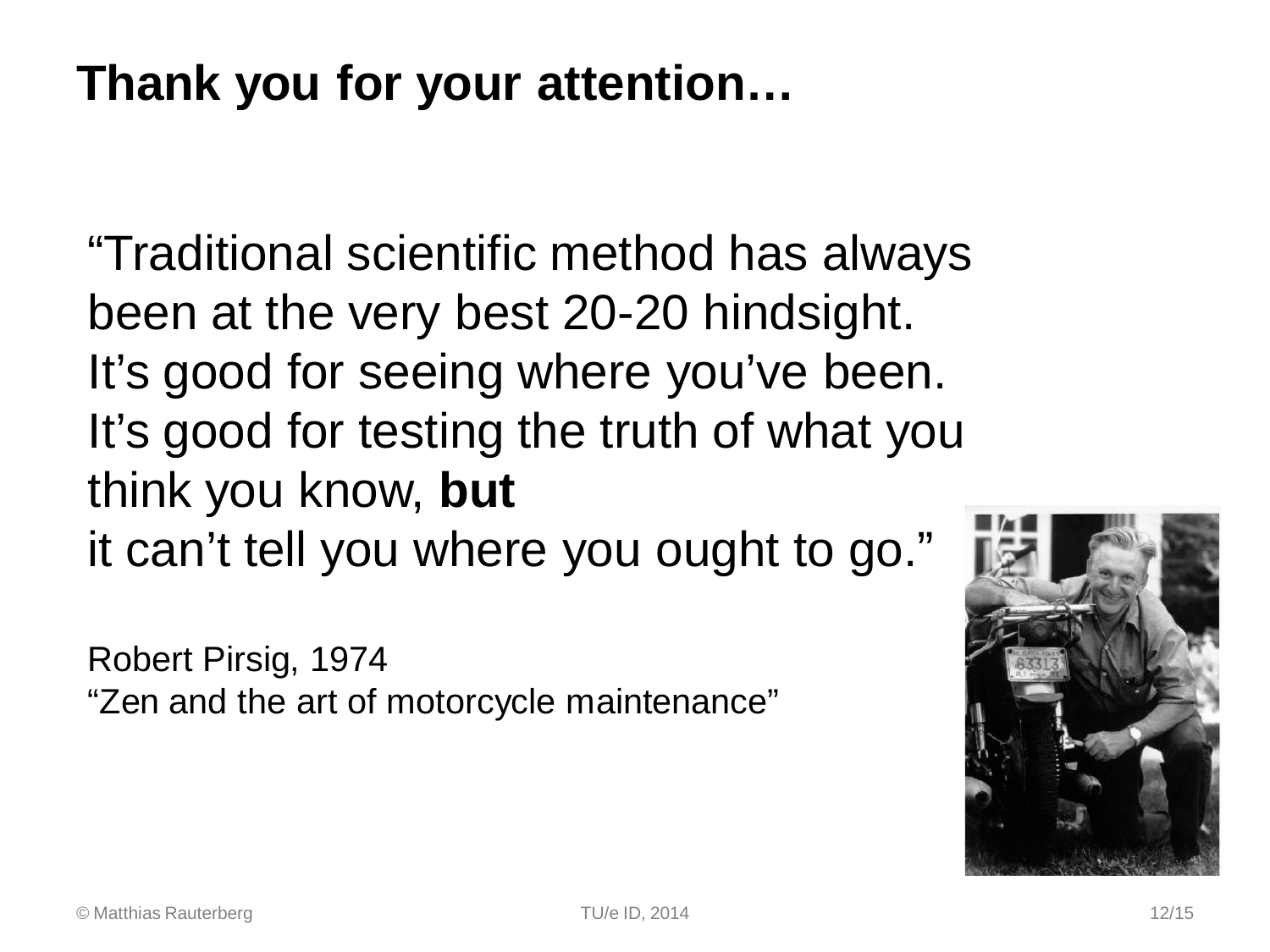# Thank you for your attention…

"Traditional scientific method has always been at the very best 20-20 hindsight. It's good for seeing where you've been. It's good for testing the truth of what you think you know, **but** it can't tell you where you ought to go."

Robert Pirsig, 1974
"Zen and the art of motorcycle maintenance"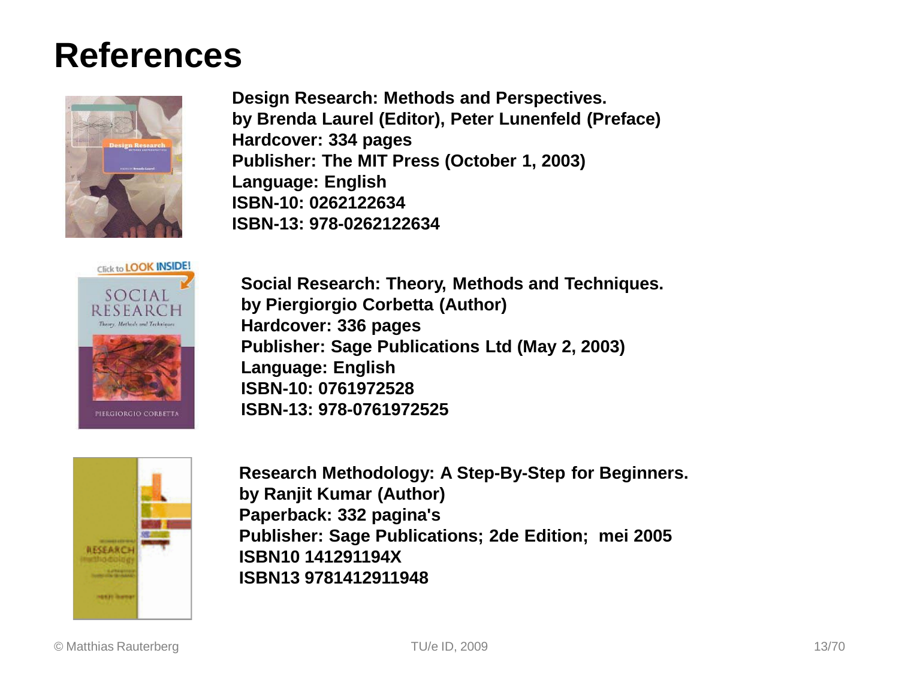# References

**Design Research: Methods and Perspectives.**
**by Brenda Laurel (Editor), Peter Lunenfeld (Preface)**
**Hardcover: 334 pages**
**Publisher: The MIT Press (October 1, 2003)**
**Language: English**
**ISBN-10: 0262122634**
**ISBN-13: 978-0262122634**

**Social Research: Theory, Methods and Techniques.**
**by Piergiorgio Corbetta (Author)**
**Hardcover: 336 pages**
**Publisher: Sage Publications Ltd (May 2, 2003)**
**Language: English**
**ISBN-10: 0761972528**
**ISBN-13: 978-0761972525**

**Research Methodology: A Step-By-Step for Beginners.**
**by Ranjit Kumar (Author)**
**Paperback: 332 pagina's**
**Publisher: Sage Publications; 2de Edition; mei 2005**
**ISBN10 141291194X**
**ISBN13 9781412911948**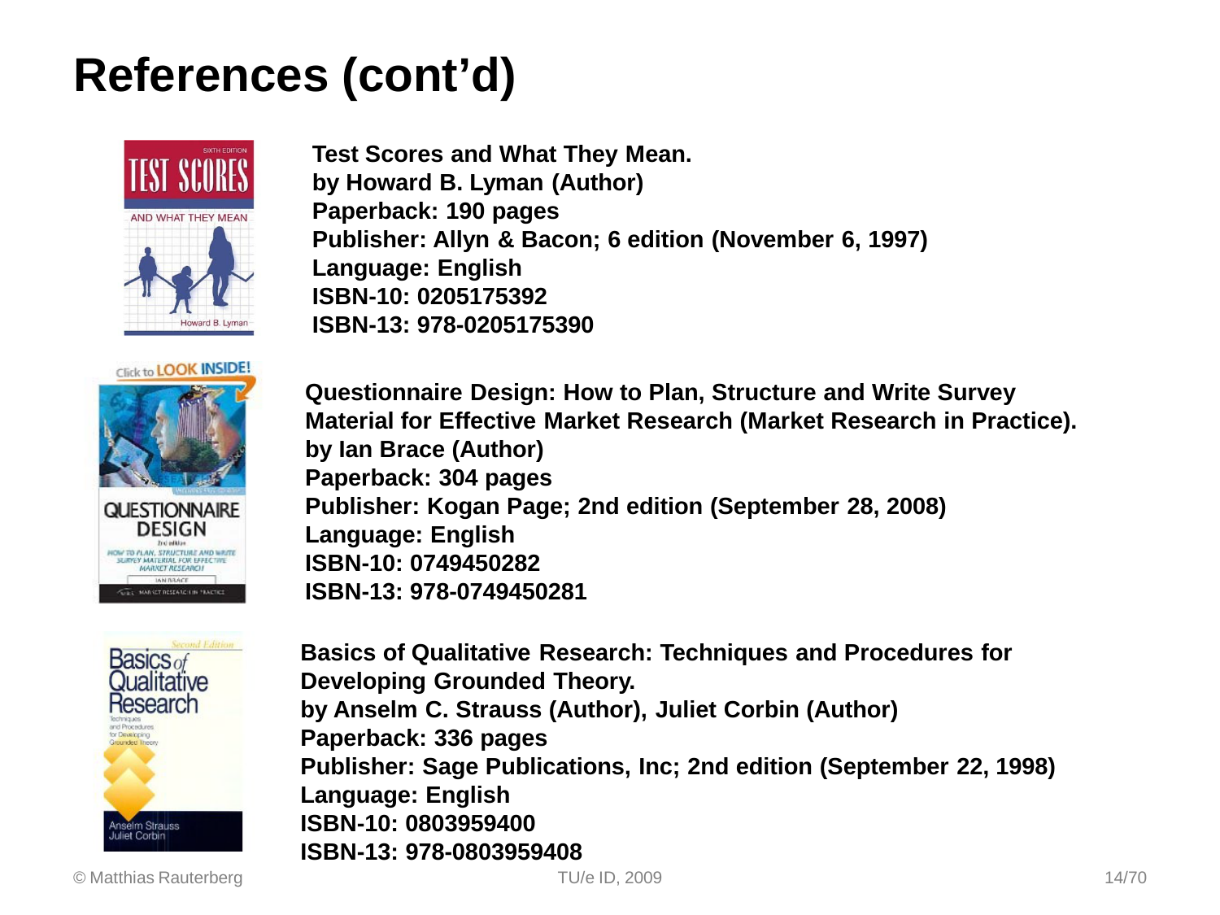# References (cont'd)

**Test Scores and What They Mean.**
**by Howard B. Lyman (Author)**
**Paperback: 190 pages**
**Publisher: Allyn & Bacon; 6 edition (November 6, 1997)**
**Language: English**
**ISBN-10: 0205175392**
**ISBN-13: 978-0205175390**

**Questionnaire Design: How to Plan, Structure and Write Survey Material for Effective Market Research (Market Research in Practice).**
**by Ian Brace (Author)**
**Paperback: 304 pages**
**Publisher: Kogan Page; 2nd edition (September 28, 2008)**
**Language: English**
**ISBN-10: 0749450282**
**ISBN-13: 978-0749450281**

**Basics of Qualitative Research: Techniques and Procedures for Developing Grounded Theory.**
**by Anselm C. Strauss (Author), Juliet Corbin (Author)**
**Paperback: 336 pages**
**Publisher: Sage Publications, Inc; 2nd edition (September 22, 1998)**
**Language: English**
**ISBN-10: 0803959400**
**ISBN-13: 978-0803959408**